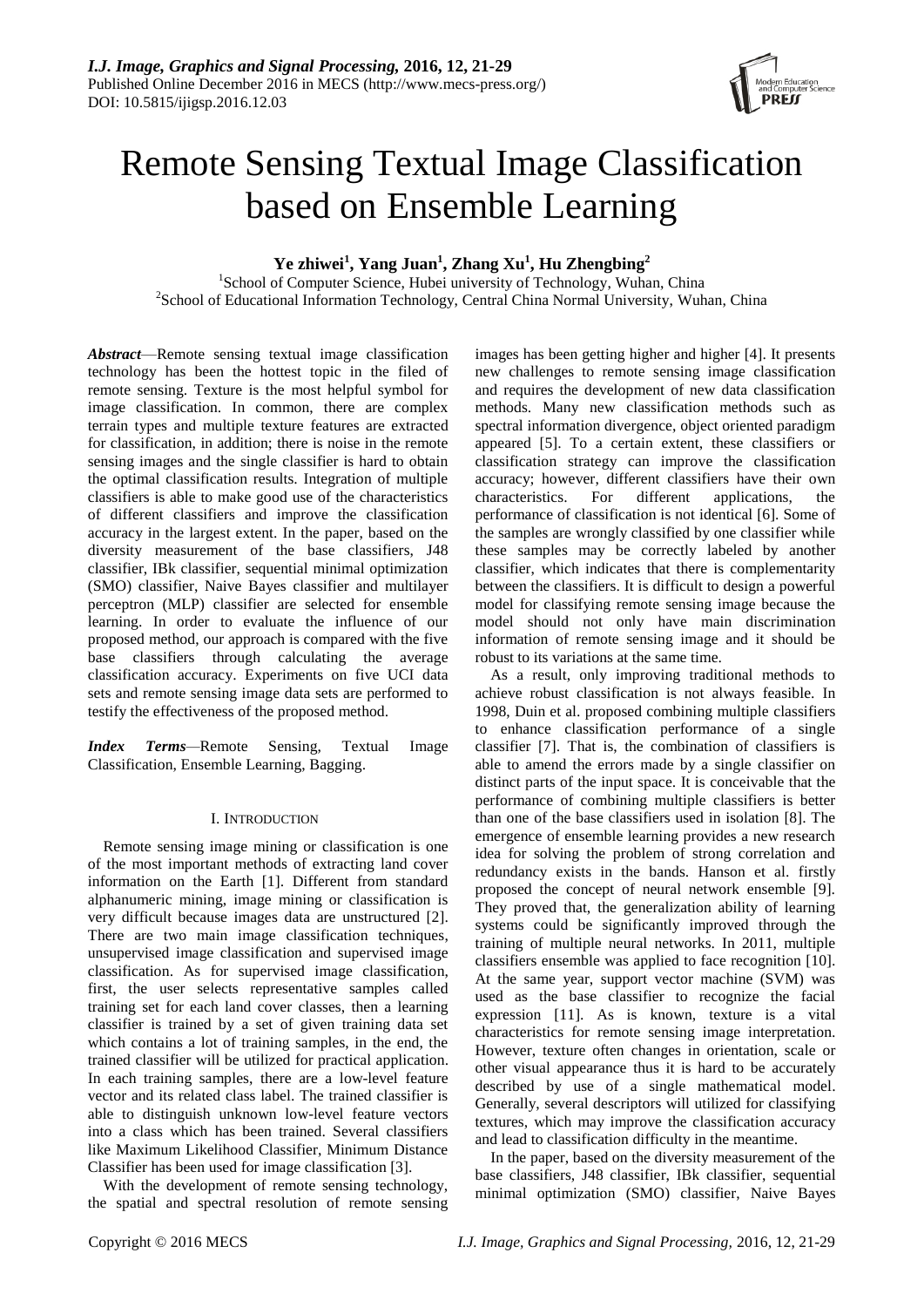# Remote Sensing Textual Image Classification based on Ensemble Learning

**Ye zhiwei[1], Yang Juan[1], Zhang Xu[1], Hu Zhengbing[2]**

[1]School of Computer Science, Hubei university of Technology, Wuhan, China
[2]School of Educational Information Technology, Central China Normal University, Wuhan, China

***Abstract*****—**Remote sensing textual image classification technology has been the hottest topic in the filed of remote sensing. Texture is the most helpful symbol for image classification. In common, there are complex terrain types and multiple texture features are extracted for classification, in addition; there is noise in the remote sensing images and the single classifier is hard to obtain the optimal classification results. Integration of multiple classifiers is able to make good use of the characteristics of different classifiers and improve the classification accuracy in the largest extent. In the paper, based on the diversity measurement of the base classifiers, J48 classifier, IBk classifier, sequential minimal optimization (SMO) classifier, Naive Bayes classifier and multilayer perceptron (MLP) classifier are selected for ensemble learning. In order to evaluate the influence of our proposed method, our approach is compared with the five base classifiers through calculating the average classification accuracy. Experiments on five UCI data sets and remote sensing image data sets are performed to testify the effectiveness of the proposed method.

***Index Terms*****—**Remote Sensing, Textual Image Classification, Ensemble Learning, Bagging.

## I. Introduction

Remote sensing image mining or classification is one of the most important methods of extracting land cover information on the Earth [1]. Different from standard alphanumeric mining, image mining or classification is very difficult because images data are unstructured [2]. There are two main image classification techniques, unsupervised image classification and supervised image classification. As for supervised image classification, first, the user selects representative samples called training set for each land cover classes, then a learning classifier is trained by a set of given training data set which contains a lot of training samples, in the end, the trained classifier will be utilized for practical application. In each training samples, there are a low-level feature vector and its related class label. The trained classifier is able to distinguish unknown low-level feature vectors into a class which has been trained. Several classifiers like Maximum Likelihood Classifier, Minimum Distance Classifier has been used for image classification [3].

With the development of remote sensing technology, the spatial and spectral resolution of remote sensing images has been getting higher and higher [4]. It presents new challenges to remote sensing image classification and requires the development of new data classification methods. Many new classification methods such as spectral information divergence, object oriented paradigm appeared [5]. To a certain extent, these classifiers or classification strategy can improve the classification accuracy; however, different classifiers have their own characteristics. For different applications, the performance of classification is not identical [6]. Some of the samples are wrongly classified by one classifier while these samples may be correctly labeled by another classifier, which indicates that there is complementarity between the classifiers. It is difficult to design a powerful model for classifying remote sensing image because the model should not only have main discrimination information of remote sensing image and it should be robust to its variations at the same time.

As a result, only improving traditional methods to achieve robust classification is not always feasible. In 1998, Duin et al. proposed combining multiple classifiers to enhance classification performance of a single classifier [7]. That is, the combination of classifiers is able to amend the errors made by a single classifier on distinct parts of the input space. It is conceivable that the performance of combining multiple classifiers is better than one of the base classifiers used in isolation [8]. The emergence of ensemble learning provides a new research idea for solving the problem of strong correlation and redundancy exists in the bands. Hanson et al. firstly proposed the concept of neural network ensemble [9]. They proved that, the generalization ability of learning systems could be significantly improved through the training of multiple neural networks. In 2011, multiple classifiers ensemble was applied to face recognition [10]. At the same year, support vector machine (SVM) was used as the base classifier to recognize the facial expression [11]. As is known, texture is a vital characteristics for remote sensing image interpretation. However, texture often changes in orientation, scale or other visual appearance thus it is hard to be accurately described by use of a single mathematical model. Generally, several descriptors will utilized for classifying textures, which may improve the classification accuracy and lead to classification difficulty in the meantime.

In the paper, based on the diversity measurement of the base classifiers, J48 classifier, IBk classifier, sequential minimal optimization (SMO) classifier, Naive Bayes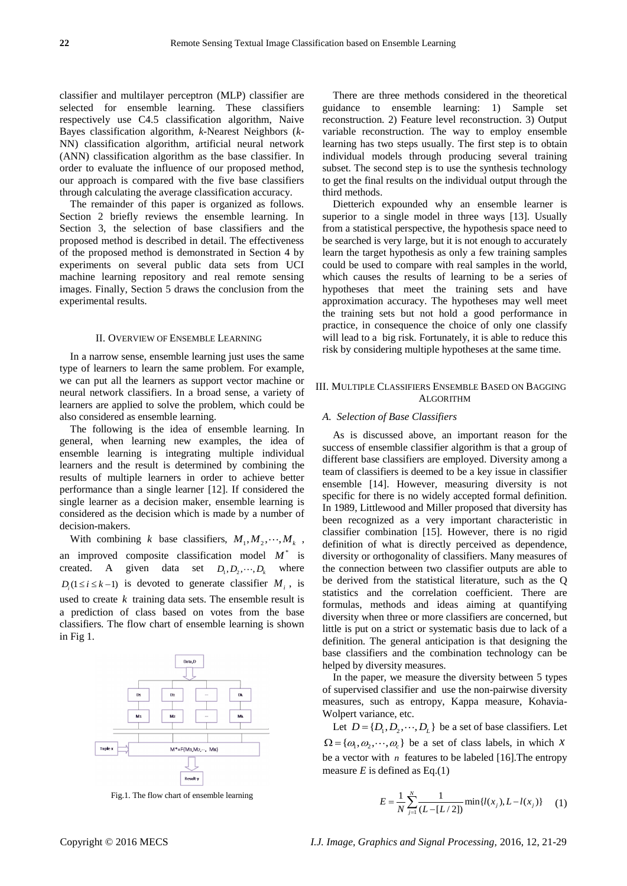classifier and multilayer perceptron (MLP) classifier are selected for ensemble learning. These classifiers respectively use C4.5 classification algorithm, Naive Bayes classification algorithm, *k*-Nearest Neighbors (*k*-NN) classification algorithm, artificial neural network (ANN) classification algorithm as the base classifier. In order to evaluate the influence of our proposed method, our approach is compared with the five base classifiers through calculating the average classification accuracy.

The remainder of this paper is organized as follows. Section 2 briefly reviews the ensemble learning. In Section 3, the selection of base classifiers and the proposed method is described in detail. The effectiveness of the proposed method is demonstrated in Section 4 by experiments on several public data sets from UCI machine learning repository and real remote sensing images. Finally, Section 5 draws the conclusion from the experimental results.

## II. Overview of Ensemble Learning

In a narrow sense, ensemble learning just uses the same type of learners to learn the same problem. For example, we can put all the learners as support vector machine or neural network classifiers. In a broad sense, a variety of learners are applied to solve the problem, which could be also considered as ensemble learning.

The following is the idea of ensemble learning. In general, when learning new examples, the idea of ensemble learning is integrating multiple individual learners and the result is determined by combining the results of multiple learners in order to achieve better performance than a single learner [12]. If considered the single learner as a decision maker, ensemble learning is considered as the decision which is made by a number of decision-makers.

With combining $k$ base classifiers, $M_1, M_2, \cdots, M_k$, an improved composite classification model $M^*$ is created. A given data set $D_1, D_2, \cdots, D_k$ where $D_i (1 \le i \le k-1)$ is devoted to generate classifier $M_i$, is used to create $k$ training data sets. The ensemble result is a prediction of class based on votes from the base classifiers. The flow chart of ensemble learning is shown in Fig 1.

Fig.1. The flow chart of ensemble learning

There are three methods considered in the theoretical guidance to ensemble learning: 1) Sample set reconstruction. 2) Feature level reconstruction. 3) Output variable reconstruction. The way to employ ensemble learning has two steps usually. The first step is to obtain individual models through producing several training subset. The second step is to use the synthesis technology to get the final results on the individual output through the third methods.

Dietterich expounded why an ensemble learner is superior to a single model in three ways [13]. Usually from a statistical perspective, the hypothesis space need to be searched is very large, but it is not enough to accurately learn the target hypothesis as only a few training samples could be used to compare with real samples in the world, which causes the results of learning to be a series of hypotheses that meet the training sets and have approximation accuracy. The hypotheses may well meet the training sets but not hold a good performance in practice, in consequence the choice of only one classify will lead to a big risk. Fortunately, it is able to reduce this risk by considering multiple hypotheses at the same time.

## III. Multiple Classifiers Ensemble Based on Bagging Algorithm

### *A. Selection of Base Classifiers*

As is discussed above, an important reason for the success of ensemble classifier algorithm is that a group of different base classifiers are employed. Diversity among a team of classifiers is deemed to be a key issue in classifier ensemble [14]. However, measuring diversity is not specific for there is no widely accepted formal definition. In 1989, Littlewood and Miller proposed that diversity has been recognized as a very important characteristic in classifier combination [15]. However, there is no rigid definition of what is directly perceived as dependence, diversity or orthogonality of classifiers. Many measures of the connection between two classifier outputs are able to be derived from the statistical literature, such as the Q statistics and the correlation coefficient. There are formulas, methods and ideas aiming at quantifying diversity when three or more classifiers are concerned, but little is put on a strict or systematic basis due to lack of a definition. The general anticipation is that designing the base classifiers and the combination technology can be helped by diversity measures.

In the paper, we measure the diversity between 5 types of supervised classifier and use the non-pairwise diversity measures, such as entropy, Kappa measure, Kohavia-Wolpert variance, etc.

Let $D = \{D_1, D_2, \cdots, D_L\}$ be a set of base classifiers. Let $\Omega = \{\omega_1, \omega_2, \cdots, \omega_c\}$ be a set of class labels, in which $x$ be a vector with $n$ features to be labeled [16].The entropy measure $E$ is defined as Eq.(1)

$$E = \frac{1}{N} \sum_{j=1}^{N} \frac{1}{(L - [L/2])} \min\{l(x_j), L - l(x_j)\} \quad (1)$$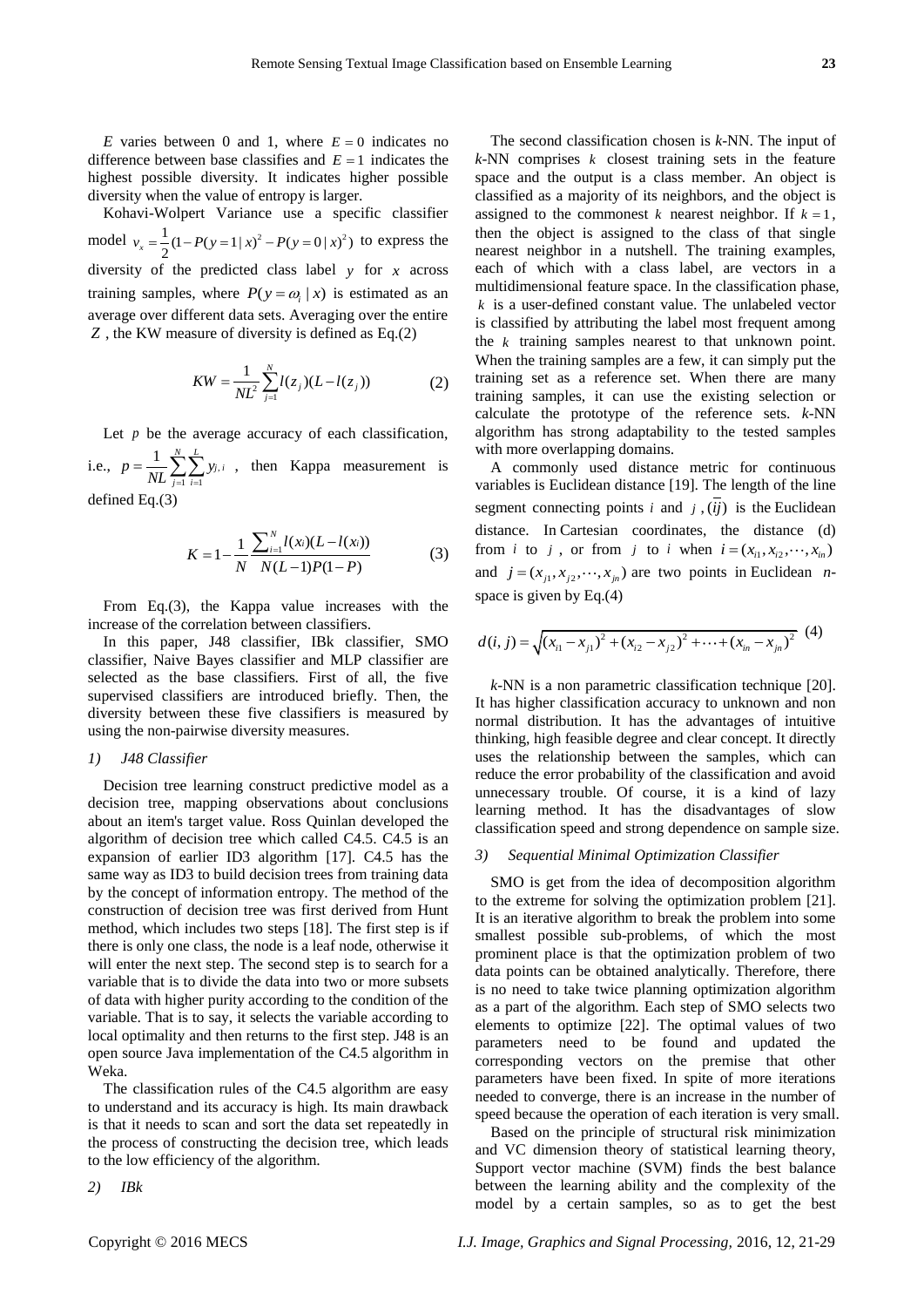$E$ varies between 0 and 1, where $E = 0$ indicates no difference between base classifies and $E = 1$ indicates the highest possible diversity. It indicates higher possible diversity when the value of entropy is larger.

Kohavi-Wolpert Variance use a specific classifier model $v_x = \frac{1}{2}(1 - P(y=1|x)^2 - P(y=0|x)^2)$ to express the diversity of the predicted class label $y$ for $x$ across training samples, where $P(y = \omega_i | x)$ is estimated as an average over different data sets. Averaging over the entire $Z$ , the KW measure of diversity is defined as Eq.(2)

$$KW = \frac{1}{NL^2} \sum_{j=1}^{N} l(z_j)(L - l(z_j)) \tag{2}$$

Let $p$ be the average accuracy of each classification, i.e., $p = \frac{1}{NL} \sum_{j=1}^{N} \sum_{i=1}^{L} y_{j,i}$ , then Kappa measurement is defined Eq.(3)

$$K = 1 - \frac{1}{N} \frac{\sum_{i=1}^{N} l(x_i)(L - l(x_i))}{N(L-1)P(1-P)} \tag{3}$$

From Eq.(3), the Kappa value increases with the increase of the correlation between classifiers.

In this paper, J48 classifier, IBk classifier, SMO classifier, Naive Bayes classifier and MLP classifier are selected as the base classifiers. First of all, the five supervised classifiers are introduced briefly. Then, the diversity between these five classifiers is measured by using the non-pairwise diversity measures.

*1) J48 Classifier*

Decision tree learning construct predictive model as a decision tree, mapping observations about conclusions about an item's target value. Ross Quinlan developed the algorithm of decision tree which called C4.5. C4.5 is an expansion of earlier ID3 algorithm [17]. C4.5 has the same way as ID3 to build decision trees from training data by the concept of information entropy. The method of the construction of decision tree was first derived from Hunt method, which includes two steps [18]. The first step is if there is only one class, the node is a leaf node, otherwise it will enter the next step. The second step is to search for a variable that is to divide the data into two or more subsets of data with higher purity according to the condition of the variable. That is to say, it selects the variable according to local optimality and then returns to the first step. J48 is an open source Java implementation of the C4.5 algorithm in Weka.

The classification rules of the C4.5 algorithm are easy to understand and its accuracy is high. Its main drawback is that it needs to scan and sort the data set repeatedly in the process of constructing the decision tree, which leads to the low efficiency of the algorithm.

*2) IBk*

The second classification chosen is *k*-NN. The input of *k*-NN comprises $k$ closest training sets in the feature space and the output is a class member. An object is classified as a majority of its neighbors, and the object is assigned to the commonest $k$ nearest neighbor. If $k = 1$, then the object is assigned to the class of that single nearest neighbor in a nutshell. The training examples, each of which with a class label, are vectors in a multidimensional feature space. In the classification phase, $k$ is a user-defined constant value. The unlabeled vector is classified by attributing the label most frequent among the $k$ training samples nearest to that unknown point. When the training samples are a few, it can simply put the training set as a reference set. When there are many training samples, it can use the existing selection or calculate the prototype of the reference sets. *k*-NN algorithm has strong adaptability to the tested samples with more overlapping domains.

A commonly used distance metric for continuous variables is Euclidean distance [19]. The length of the line segment connecting points $i$ and $j$ , $(\overline{ij})$ is the Euclidean distance. In Cartesian coordinates, the distance (d) from $i$ to $j$ , or from $j$ to $i$ when $i = (x_{i1}, x_{i2}, \cdots, x_{in})$ and $j = (x_{j1}, x_{j2}, \cdots, x_{jn})$ are two points in Euclidean $n$-space is given by Eq.(4)

$$d(i,j) = \sqrt{(x_{i1} - x_{j1})^2 + (x_{i2} - x_{j2})^2 + \cdots + (x_{in} - x_{jn})^2} \tag{4}$$

*k*-NN is a non parametric classification technique [20]. It has higher classification accuracy to unknown and non normal distribution. It has the advantages of intuitive thinking, high feasible degree and clear concept. It directly uses the relationship between the samples, which can reduce the error probability of the classification and avoid unnecessary trouble. Of course, it is a kind of lazy learning method. It has the disadvantages of slow classification speed and strong dependence on sample size.

*3) Sequential Minimal Optimization Classifier*

SMO is get from the idea of decomposition algorithm to the extreme for solving the optimization problem [21]. It is an iterative algorithm to break the problem into some smallest possible sub-problems, of which the most prominent place is that the optimization problem of two data points can be obtained analytically. Therefore, there is no need to take twice planning optimization algorithm as a part of the algorithm. Each step of SMO selects two elements to optimize [22]. The optimal values of two parameters need to be found and updated the corresponding vectors on the premise that other parameters have been fixed. In spite of more iterations needed to converge, there is an increase in the number of speed because the operation of each iteration is very small.

Based on the principle of structural risk minimization and VC dimension theory of statistical learning theory, Support vector machine (SVM) finds the best balance between the learning ability and the complexity of the model by a certain samples, so as to get the best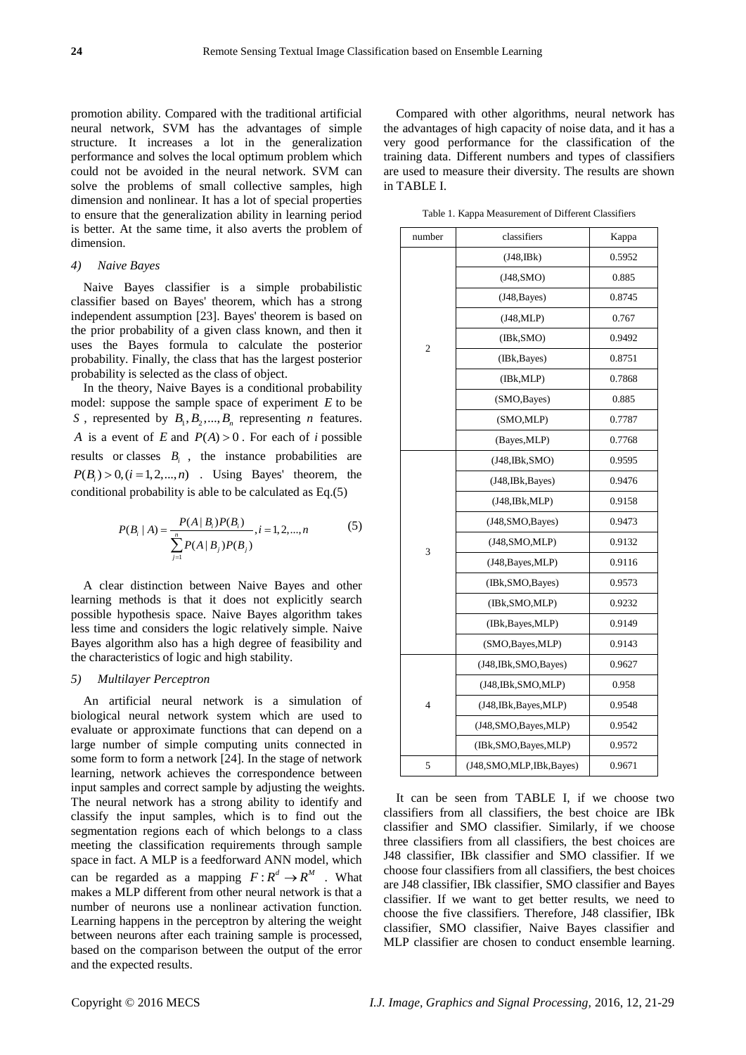promotion ability. Compared with the traditional artificial neural network, SVM has the advantages of simple structure. It increases a lot in the generalization performance and solves the local optimum problem which could not be avoided in the neural network. SVM can solve the problems of small collective samples, high dimension and nonlinear. It has a lot of special properties to ensure that the generalization ability in learning period is better. At the same time, it also averts the problem of dimension.

*4) Naive Bayes*

Naive Bayes classifier is a simple probabilistic classifier based on Bayes' theorem, which has a strong independent assumption [23]. Bayes' theorem is based on the prior probability of a given class known, and then it uses the Bayes formula to calculate the posterior probability. Finally, the class that has the largest posterior probability is selected as the class of object.

In the theory, Naive Bayes is a conditional probability model: suppose the sample space of experiment $E$ to be $S$, represented by $B_1, B_2, ..., B_n$ representing $n$ features. $A$ is a event of $E$ and $P(A) > 0$. For each of $i$ possible results or classes $B_i$, the instance probabilities are $P(B_i) > 0, (i = 1, 2, ..., n)$. Using Bayes' theorem, the conditional probability is able to be calculated as Eq.(5)

$$P(B_i \mid A) = \frac{P(A \mid B_i)P(B_i)}{\sum_{j=1}^{n} P(A \mid B_j)P(B_j)}, i = 1, 2, ..., n \tag{5}$$

A clear distinction between Naive Bayes and other learning methods is that it does not explicitly search possible hypothesis space. Naive Bayes algorithm takes less time and considers the logic relatively simple. Naive Bayes algorithm also has a high degree of feasibility and the characteristics of logic and high stability.

*5) Multilayer Perceptron*

An artificial neural network is a simulation of biological neural network system which are used to evaluate or approximate functions that can depend on a large number of simple computing units connected in some form to form a network [24]. In the stage of network learning, network achieves the correspondence between input samples and correct sample by adjusting the weights. The neural network has a strong ability to identify and classify the input samples, which is to find out the segmentation regions each of which belongs to a class meeting the classification requirements through sample space in fact. A MLP is a feedforward ANN model, which can be regarded as a mapping $F: R^d \rightarrow R^M$. What makes a MLP different from other neural network is that a number of neurons use a nonlinear activation function. Learning happens in the perceptron by altering the weight between neurons after each training sample is processed, based on the comparison between the output of the error and the expected results.

Compared with other algorithms, neural network has the advantages of high capacity of noise data, and it has a very good performance for the classification of the training data. Different numbers and types of classifiers are used to measure their diversity. The results are shown in TABLE I.

Table 1. Kappa Measurement of Different Classifiers

| number | classifiers | Kappa |
|---|---|---|
| 2 | (J48,IBk) | 0.5952 |
| | (J48,SMO) | 0.885 |
| | (J48,Bayes) | 0.8745 |
| | (J48,MLP) | 0.767 |
| | (IBk,SMO) | 0.9492 |
| | (IBk,Bayes) | 0.8751 |
| | (IBk,MLP) | 0.7868 |
| | (SMO,Bayes) | 0.885 |
| | (SMO,MLP) | 0.7787 |
| | (Bayes,MLP) | 0.7768 |
| 3 | (J48,IBk,SMO) | 0.9595 |
| | (J48,IBk,Bayes) | 0.9476 |
| | (J48,IBk,MLP) | 0.9158 |
| | (J48,SMO,Bayes) | 0.9473 |
| | (J48,SMO,MLP) | 0.9132 |
| | (J48,Bayes,MLP) | 0.9116 |
| | (IBk,SMO,Bayes) | 0.9573 |
| | (IBk,SMO,MLP) | 0.9232 |
| | (IBk,Bayes,MLP) | 0.9149 |
| | (SMO,Bayes,MLP) | 0.9143 |
| 4 | (J48,IBk,SMO,Bayes) | 0.9627 |
| | (J48,IBk,SMO,MLP) | 0.958 |
| | (J48,IBk,Bayes,MLP) | 0.9548 |
| | (J48,SMO,Bayes,MLP) | 0.9542 |
| | (IBk,SMO,Bayes,MLP) | 0.9572 |
| 5 | (J48,SMO,MLP,IBk,Bayes) | 0.9671 |

It can be seen from TABLE I, if we choose two classifiers from all classifiers, the best choice are IBk classifier and SMO classifier. Similarly, if we choose three classifiers from all classifiers, the best choices are J48 classifier, IBk classifier and SMO classifier. If we choose four classifiers from all classifiers, the best choices are J48 classifier, IBk classifier, SMO classifier and Bayes classifier. If we want to get better results, we need to choose the five classifiers. Therefore, J48 classifier, IBk classifier, SMO classifier, Naive Bayes classifier and MLP classifier are chosen to conduct ensemble learning.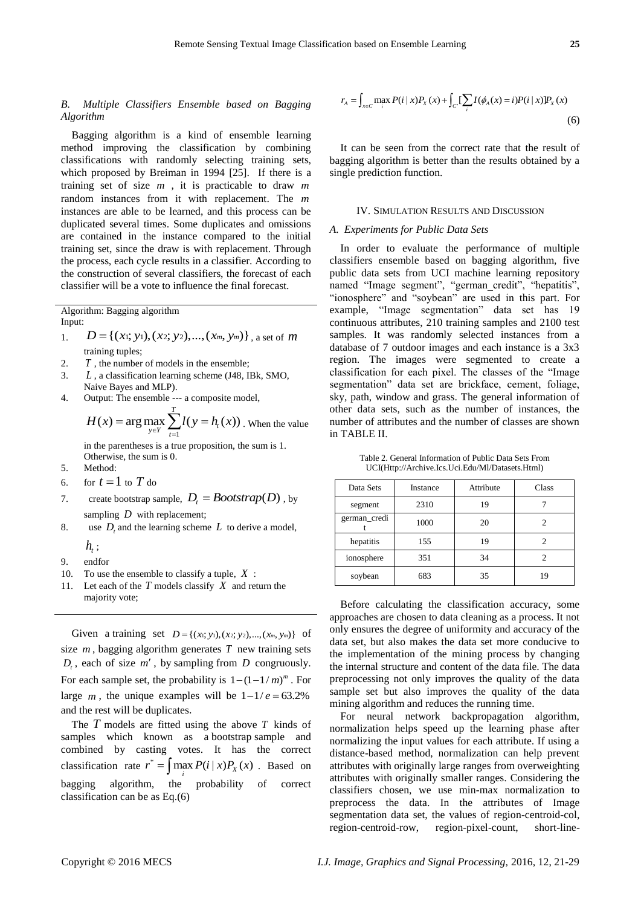### *B. Multiple Classifiers Ensemble based on Bagging Algorithm*

Bagging algorithm is a kind of ensemble learning method improving the classification by combining classifications with randomly selecting training sets, which proposed by Breiman in 1994 [25]. If there is a training set of size $m$, it is practicable to draw $m$ random instances from it with replacement. The $m$ instances are able to be learned, and this process can be duplicated several times. Some duplicates and omissions are contained in the instance compared to the initial training set, since the draw is with replacement. Through the process, each cycle results in a classifier. According to the construction of several classifiers, the forecast of each classifier will be a vote to influence the final forecast.

---

Algorithm: Bagging algorithm
Input:

1. $D = \{(x_1; y_1), (x_2; y_2), ..., (x_m, y_m)\}$, a set of $m$ training tuples;
2. $T$, the number of models in the ensemble;
3. $L$, a classification learning scheme (J48, IBk, SMO, Naive Bayes and MLP).
4. Output: The ensemble --- a composite model, $H(x) = \arg\max_{y \in Y} \sum_{t=1}^{T} l(y = h_t(x))$. When the value in the parentheses is a true proposition, the sum is 1. Otherwise, the sum is 0.
5. Method:
6. for $t = 1$ to $T$ do
7. create bootstrap sample, $D_t = Bootstrap(D)$, by sampling $D$ with replacement;
8. use $D_t$ and the learning scheme $L$ to derive a model, $h_t$;
9. endfor
10. To use the ensemble to classify a tuple, $X$:
11. Let each of the $T$ models classify $X$ and return the majority vote;

---

Given a training set $D = \{(x_1; y_1), (x_2; y_2), ..., (x_m, y_m)\}$ of size $m$, bagging algorithm generates $T$ new training sets $D_t$, each of size $m'$, by sampling from $D$ congruously. For each sample set, the probability is $1-(1-1/m)^m$. For large $m$, the unique examples will be $1-1/e = 63.2\%$ and the rest will be duplicates.

The $T$ models are fitted using the above $T$ kinds of samples which known as a bootstrap sample and combined by casting votes. It has the correct classification rate $r^* = \int \max_i P(i\,|\,x) P_X(x)$. Based on bagging algorithm, the probability of correct classification can be as Eq.(6)

$$r_A = \int_{x \in C} \max_i P(i\,|\,x) P_X(x) + \int_{C'} [\sum_i I(\phi_A(x) = i) P(i\,|\,x)] P_X(x) \tag{6}$$

It can be seen from the correct rate that the result of bagging algorithm is better than the results obtained by a single prediction function.

## IV. Simulation Results and Discussion

### *A. Experiments for Public Data Sets*

In order to evaluate the performance of multiple classifiers ensemble based on bagging algorithm, five public data sets from UCI machine learning repository named "Image segment", "german_credit", "hepatitis", "ionosphere" and "soybean" are used in this part. For example, "Image segmentation" data set has 19 continuous attributes, 210 training samples and 2100 test samples. It was randomly selected instances from a database of 7 outdoor images and each instance is a 3x3 region. The images were segmented to create a classification for each pixel. The classes of the "Image segmentation" data set are brickface, cement, foliage, sky, path, window and grass. The general information of other data sets, such as the number of instances, the number of attributes and the number of classes are shown in TABLE II.

Table 2. General Information of Public Data Sets From UCI(Http://Archive.Ics.Uci.Edu/Ml/Datasets.Html)

| Data Sets | Instance | Attribute | Class |
|---|---|---|---|
| segment | 2310 | 19 | 7 |
| german_credit | 1000 | 20 | 2 |
| hepatitis | 155 | 19 | 2 |
| ionosphere | 351 | 34 | 2 |
| soybean | 683 | 35 | 19 |

Before calculating the classification accuracy, some approaches are chosen to data cleaning as a process. It not only ensures the degree of uniformity and accuracy of the data set, but also makes the data set more conducive to the implementation of the mining process by changing the internal structure and content of the data file. The data preprocessing not only improves the quality of the data sample set but also improves the quality of the data mining algorithm and reduces the running time.

For neural network backpropagation algorithm, normalization helps speed up the learning phase after normalizing the input values for each attribute. If using a distance-based method, normalization can help prevent attributes with originally large ranges from overweighting attributes with originally smaller ranges. Considering the classifiers chosen, we use min-max normalization to preprocess the data. In the attributes of Image segmentation data set, the values of region-centroid-col, region-centroid-row, region-pixel-count, short-line-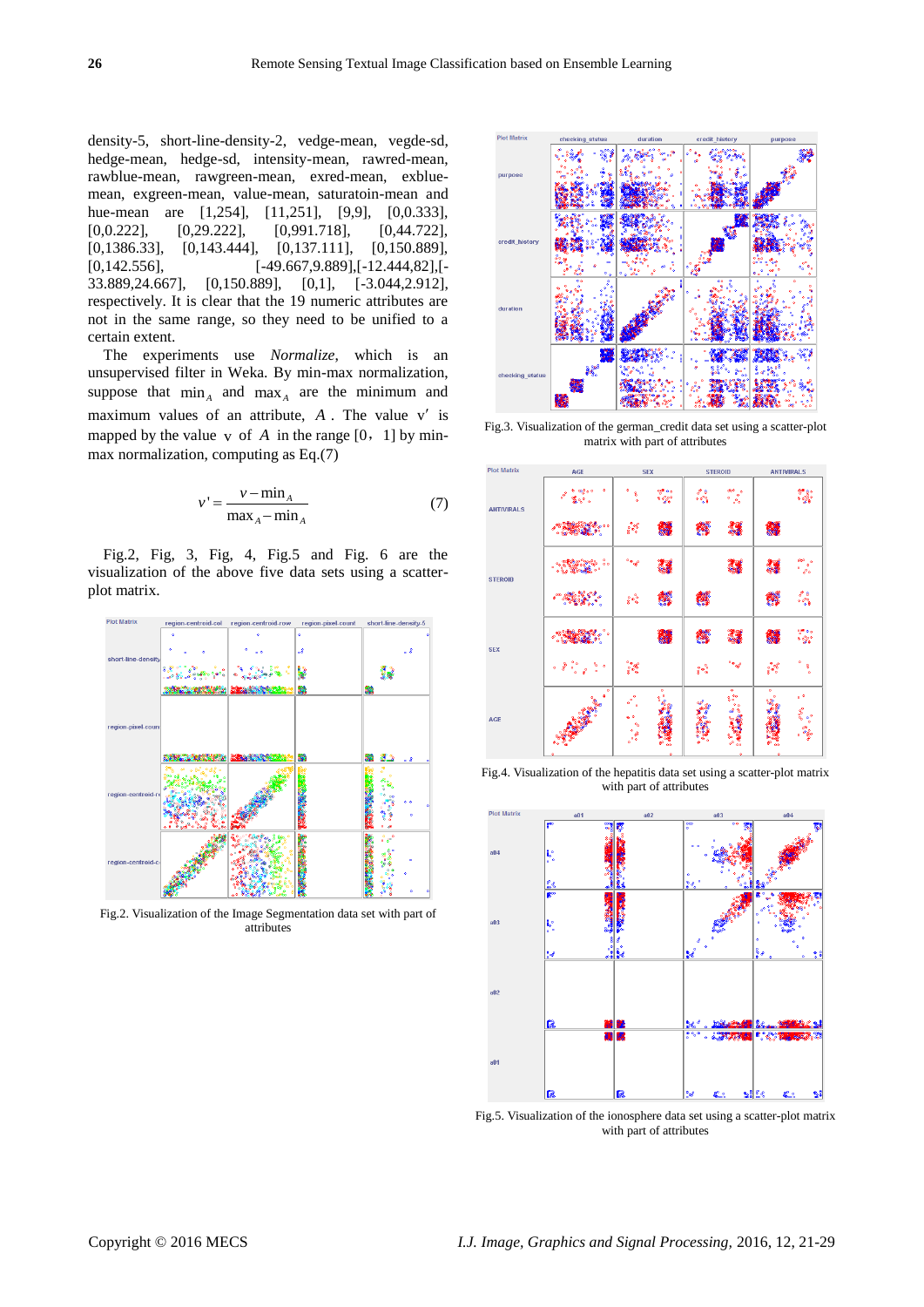density-5, short-line-density-2, vedge-mean, vegde-sd, hedge-mean, hedge-sd, intensity-mean, rawred-mean, rawblue-mean, rawgreen-mean, exred-mean, exblue-mean, exgreen-mean, value-mean, saturatoin-mean and hue-mean are [1,254], [11,251], [9,9], [0,0.333], [0,0.222], [0,29.222], [0,991.718], [0,44.722], [0,1386.33], [0,143.444], [0,137.111], [0,150.889], [0,142.556], [-49.667,9.889],[-12.444,82],[-33.889,24.667], [0,150.889], [0,1], [-3.044,2.912], respectively. It is clear that the 19 numeric attributes are not in the same range, so they need to be unified to a certain extent.

The experiments use *Normalize*, which is an unsupervised filter in Weka. By min-max normalization, suppose that $\min_A$ and $\max_A$ are the minimum and maximum values of an attribute, $A$. The value $v'$ is mapped by the value $v$ of $A$ in the range [0，1] by min-max normalization, computing as Eq.(7)

$$v' = \frac{v - \min_A}{\max_A - \min_A} \tag{7}$$

Fig.2, Fig, 3, Fig, 4, Fig.5 and Fig. 6 are the visualization of the above five data sets using a scatter-plot matrix.

Fig.2. Visualization of the Image Segmentation data set with part of attributes

Fig.3. Visualization of the german_credit data set using a scatter-plot matrix with part of attributes

Fig.4. Visualization of the hepatitis data set using a scatter-plot matrix with part of attributes

Fig.5. Visualization of the ionosphere data set using a scatter-plot matrix with part of attributes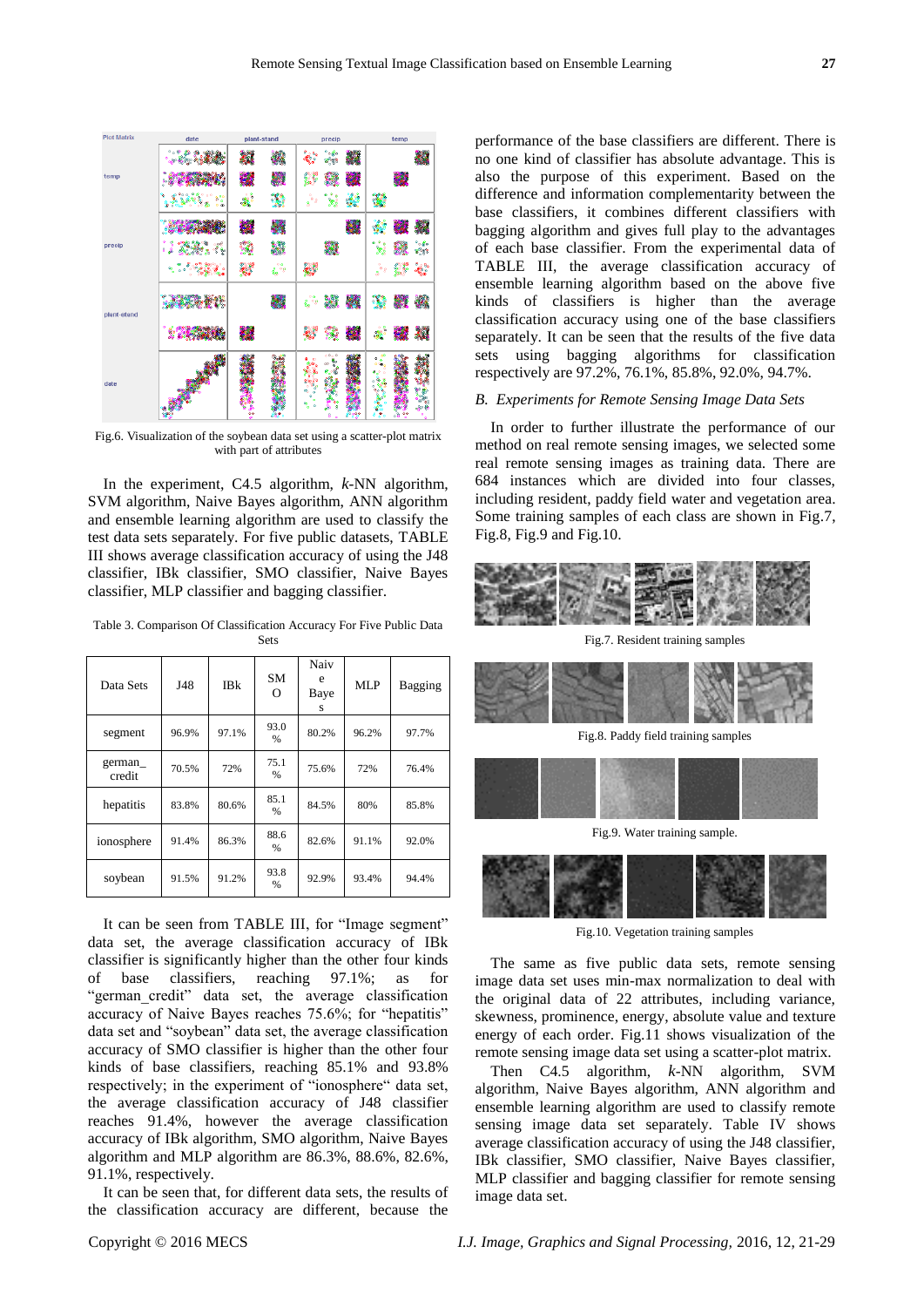Fig.6. Visualization of the soybean data set using a scatter-plot matrix with part of attributes

In the experiment, C4.5 algorithm, *k*-NN algorithm, SVM algorithm, Naive Bayes algorithm, ANN algorithm and ensemble learning algorithm are used to classify the test data sets separately. For five public datasets, TABLE III shows average classification accuracy of using the J48 classifier, IBk classifier, SMO classifier, Naive Bayes classifier, MLP classifier and bagging classifier.

Table 3. Comparison Of Classification Accuracy For Five Public Data Sets

| Data Sets | J48 | IBk | SMO | Naive Bayes | MLP | Bagging |
|---|---|---|---|---|---|---|
| segment | 96.9% | 97.1% | 93.0% | 80.2% | 96.2% | 97.7% |
| german_credit | 70.5% | 72% | 75.1% | 75.6% | 72% | 76.4% |
| hepatitis | 83.8% | 80.6% | 85.1% | 84.5% | 80% | 85.8% |
| ionosphere | 91.4% | 86.3% | 88.6% | 82.6% | 91.1% | 92.0% |
| soybean | 91.5% | 91.2% | 93.8% | 92.9% | 93.4% | 94.4% |

It can be seen from TABLE III, for "Image segment" data set, the average classification accuracy of IBk classifier is significantly higher than the other four kinds of base classifiers, reaching 97.1%; as for "german_credit" data set, the average classification accuracy of Naive Bayes reaches 75.6%; for "hepatitis" data set and "soybean" data set, the average classification accuracy of SMO classifier is higher than the other four kinds of base classifiers, reaching 85.1% and 93.8% respectively; in the experiment of "ionosphere" data set, the average classification accuracy of J48 classifier reaches 91.4%, however the average classification accuracy of IBk algorithm, SMO algorithm, Naive Bayes algorithm and MLP algorithm are 86.3%, 88.6%, 82.6%, 91.1%, respectively.

It can be seen that, for different data sets, the results of the classification accuracy are different, because the performance of the base classifiers are different. There is no one kind of classifier has absolute advantage. This is also the purpose of this experiment. Based on the difference and information complementarity between the base classifiers, it combines different classifiers with bagging algorithm and gives full play to the advantages of each base classifier. From the experimental data of TABLE III, the average classification accuracy of ensemble learning algorithm based on the above five kinds of classifiers is higher than the average classification accuracy using one of the base classifiers separately. It can be seen that the results of the five data sets using bagging algorithms for classification respectively are 97.2%, 76.1%, 85.8%, 92.0%, 94.7%.

### *B. Experiments for Remote Sensing Image Data Sets*

In order to further illustrate the performance of our method on real remote sensing images, we selected some real remote sensing images as training data. There are 684 instances which are divided into four classes, including resident, paddy field water and vegetation area. Some training samples of each class are shown in Fig.7, Fig.8, Fig.9 and Fig.10.

Fig.7. Resident training samples

Fig.8. Paddy field training samples

Fig.9. Water training sample.

Fig.10. Vegetation training samples

The same as five public data sets, remote sensing image data set uses min-max normalization to deal with the original data of 22 attributes, including variance, skewness, prominence, energy, absolute value and texture energy of each order. Fig.11 shows visualization of the remote sensing image data set using a scatter-plot matrix.

Then C4.5 algorithm, *k*-NN algorithm, SVM algorithm, Naive Bayes algorithm, ANN algorithm and ensemble learning algorithm are used to classify remote sensing image data set separately. Table IV shows average classification accuracy of using the J48 classifier, IBk classifier, SMO classifier, Naive Bayes classifier, MLP classifier and bagging classifier for remote sensing image data set.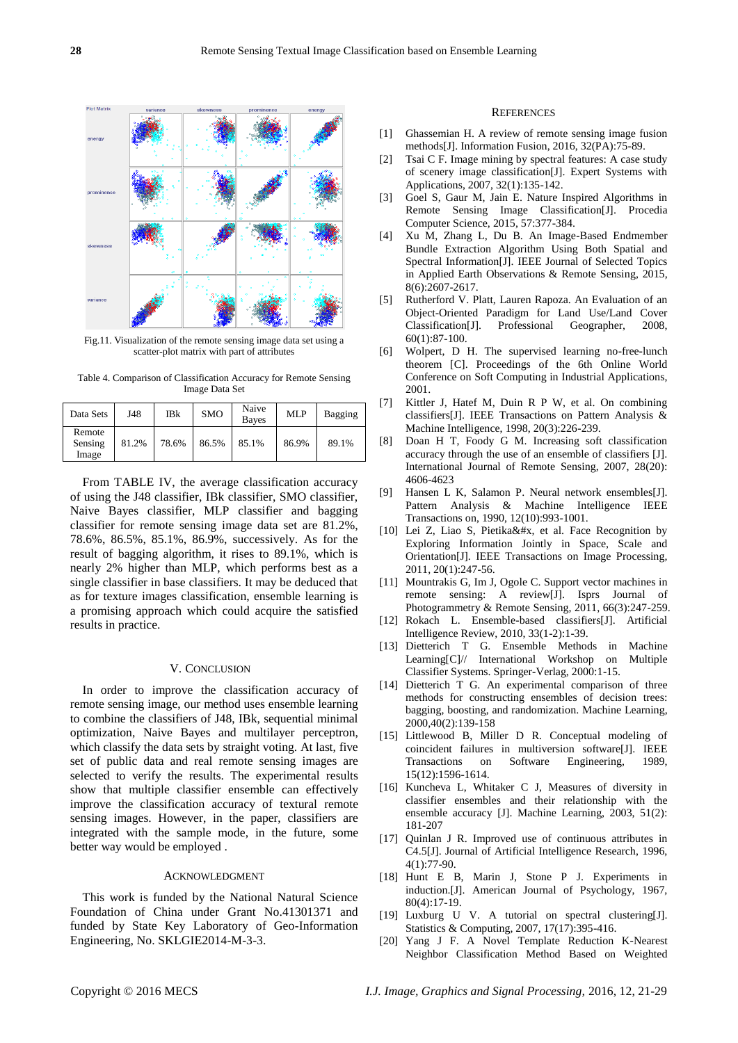Fig.11. Visualization of the remote sensing image data set using a scatter-plot matrix with part of attributes

Table 4. Comparison of Classification Accuracy for Remote Sensing Image Data Set

| Data Sets | J48 | IBk | SMO | Naive Bayes | MLP | Bagging |
|---|---|---|---|---|---|---|
| Remote Sensing Image | 81.2% | 78.6% | 86.5% | 85.1% | 86.9% | 89.1% |

From TABLE IV, the average classification accuracy of using the J48 classifier, IBk classifier, SMO classifier, Naive Bayes classifier, MLP classifier and bagging classifier for remote sensing image data set are 81.2%, 78.6%, 86.5%, 85.1%, 86.9%, successively. As for the result of bagging algorithm, it rises to 89.1%, which is nearly 2% higher than MLP, which performs best as a single classifier in base classifiers. It may be deduced that as for texture images classification, ensemble learning is a promising approach which could acquire the satisfied results in practice.

## V. Conclusion

In order to improve the classification accuracy of remote sensing image, our method uses ensemble learning to combine the classifiers of J48, IBk, sequential minimal optimization, Naive Bayes and multilayer perceptron, which classify the data sets by straight voting. At last, five set of public data and real remote sensing images are selected to verify the results. The experimental results show that multiple classifier ensemble can effectively improve the classification accuracy of textural remote sensing images. However, in the paper, classifiers are integrated with the sample mode, in the future, some better way would be employed .

## Acknowledgment

This work is funded by the National Natural Science Foundation of China under Grant No.41301371 and funded by State Key Laboratory of Geo-Information Engineering, No. SKLGIE2014-M-3-3.

## References

[1] Ghassemian H. A review of remote sensing image fusion methods[J]. Information Fusion, 2016, 32(PA):75-89.

[2] Tsai C F. Image mining by spectral features: A case study of scenery image classification[J]. Expert Systems with Applications, 2007, 32(1):135-142.

[3] Goel S, Gaur M, Jain E. Nature Inspired Algorithms in Remote Sensing Image Classification[J]. Procedia Computer Science, 2015, 57:377-384.

[4] Xu M, Zhang L, Du B. An Image-Based Endmember Bundle Extraction Algorithm Using Both Spatial and Spectral Information[J]. IEEE Journal of Selected Topics in Applied Earth Observations & Remote Sensing, 2015, 8(6):2607-2617.

[5] Rutherford V. Platt, Lauren Rapoza. An Evaluation of an Object-Oriented Paradigm for Land Use/Land Cover Classification[J]. Professional Geographer, 2008, 60(1):87-100.

[6] Wolpert, D H. The supervised learning no-free-lunch theorem [C]. Proceedings of the 6th Online World Conference on Soft Computing in Industrial Applications, 2001.

[7] Kittler J, Hatef M, Duin R P W, et al. On combining classifiers[J]. IEEE Transactions on Pattern Analysis & Machine Intelligence, 1998, 20(3):226-239.

[8] Doan H T, Foody G M. Increasing soft classification accuracy through the use of an ensemble of classifiers [J]. International Journal of Remote Sensing, 2007, 28(20): 4606-4623

[9] Hansen L K, Salamon P. Neural network ensembles[J]. Pattern Analysis & Machine Intelligence IEEE Transactions on, 1990, 12(10):993-1001.

[10] Lei Z, Liao S, Pietika&#x, et al. Face Recognition by Exploring Information Jointly in Space, Scale and Orientation[J]. IEEE Transactions on Image Processing, 2011, 20(1):247-56.

[11] Mountrakis G, Im J, Ogole C. Support vector machines in remote sensing: A review[J]. Isprs Journal of Photogrammetry & Remote Sensing, 2011, 66(3):247-259.

[12] Rokach L. Ensemble-based classifiers[J]. Artificial Intelligence Review, 2010, 33(1-2):1-39.

[13] Dietterich T G. Ensemble Methods in Machine Learning[C]// International Workshop on Multiple Classifier Systems. Springer-Verlag, 2000:1-15.

[14] Dietterich T G. An experimental comparison of three methods for constructing ensembles of decision trees: bagging, boosting, and randomization. Machine Learning, 2000,40(2):139-158

[15] Littlewood B, Miller D R. Conceptual modeling of coincident failures in multiversion software[J]. IEEE Transactions on Software Engineering, 1989, 15(12):1596-1614.

[16] Kuncheva L, Whitaker C J, Measures of diversity in classifier ensembles and their relationship with the ensemble accuracy [J]. Machine Learning, 2003, 51(2): 181-207

[17] Quinlan J R. Improved use of continuous attributes in C4.5[J]. Journal of Artificial Intelligence Research, 1996, 4(1):77-90.

[18] Hunt E B, Marin J, Stone P J. Experiments in induction.[J]. American Journal of Psychology, 1967, 80(4):17-19.

[19] Luxburg U V. A tutorial on spectral clustering[J]. Statistics & Computing, 2007, 17(17):395-416.

[20] Yang J F. A Novel Template Reduction K-Nearest Neighbor Classification Method Based on Weighted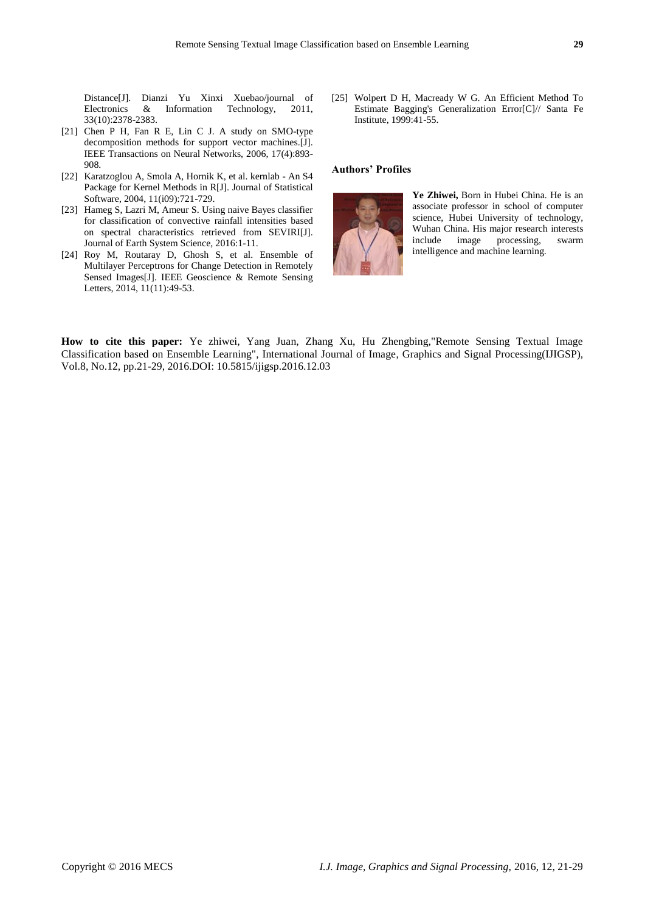Distance[J]. Dianzi Yu Xinxi Xuebao/journal of Electronics & Information Technology, 2011, 33(10):2378-2383.

[21] Chen P H, Fan R E, Lin C J. A study on SMO-type decomposition methods for support vector machines.[J]. IEEE Transactions on Neural Networks, 2006, 17(4):893-908.

[22] Karatzoglou A, Smola A, Hornik K, et al. kernlab - An S4 Package for Kernel Methods in R[J]. Journal of Statistical Software, 2004, 11(i09):721-729.

[23] Hameg S, Lazri M, Ameur S. Using naive Bayes classifier for classification of convective rainfall intensities based on spectral characteristics retrieved from SEVIRI[J]. Journal of Earth System Science, 2016:1-11.

[24] Roy M, Routaray D, Ghosh S, et al. Ensemble of Multilayer Perceptrons for Change Detection in Remotely Sensed Images[J]. IEEE Geoscience & Remote Sensing Letters, 2014, 11(11):49-53.

[25] Wolpert D H, Macready W G. An Efficient Method To Estimate Bagging's Generalization Error[C]// Santa Fe Institute, 1999:41-55.

## Authors' Profiles

**Ye Zhiwei,** Born in Hubei China. He is an associate professor in school of computer science, Hubei University of technology, Wuhan China. His major research interests include image processing, swarm intelligence and machine learning.

**How to cite this paper:** Ye zhiwei, Yang Juan, Zhang Xu, Hu Zhengbing,"Remote Sensing Textual Image Classification based on Ensemble Learning", International Journal of Image, Graphics and Signal Processing(IJIGSP), Vol.8, No.12, pp.21-29, 2016.DOI: 10.5815/ijigsp.2016.12.03